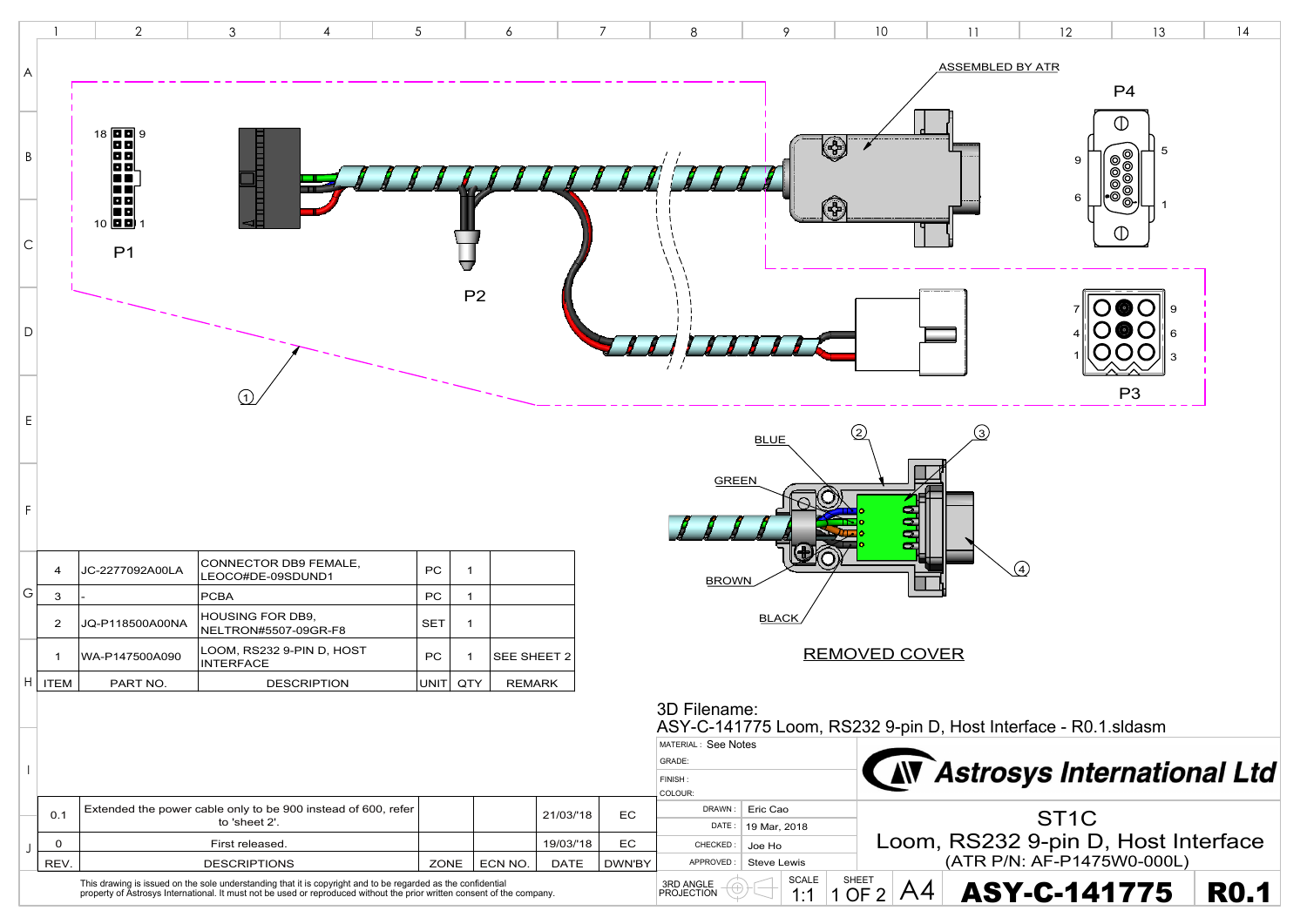ASSEMBLED BY ATR

P4

P1

P2

P3

BLUE

GREEN

BROWN

BLACK

REMOVED COVER

| ITEM | PART NO. | DESCRIPTION | UNIT | QTY | REMARK |
|---|---|---|---|---|---|
| 4 | JC-2277092A00LA | CONNECTOR DB9 FEMALE, LEOCO#DE-09SDUND1 | PC | 1 | |
| 3 | - | PCBA | PC | 1 | |
| 2 | JQ-P118500A00NA | HOUSING FOR DB9, NELTRON#5507-09GR-F8 | SET | 1 | |
| 1 | WA-P147500A090 | LOOM, RS232 9-PIN D, HOST INTERFACE | PC | 1 | SEE SHEET 2 |

3D Filename:
ASY-C-141775 Loom, RS232 9-pin D, Host Interface - R0.1.sldasm

| REV. | DESCRIPTIONS | ZONE | ECN NO. | DATE | DWN'BY |
|---|---|---|---|---|---|
| 0.1 | Extended the power cable only to be 900 instead of 600, refer to 'sheet 2'. | | | 21/03/'18 | EC |
| 0 | First released. | | | 19/03/'18 | EC |

This drawing is issued on the sole understanding that it is copyright and to be regarded as the confidential property of Astrosys International. It must not be used or reproduced without the prior written consent of the company.

MATERIAL: See Notes
GRADE:
FINISH:
COLOUR:

DRAWN: Eric Cao
DATE: 19 Mar, 2018
CHECKED: Joe Ho
APPROVED: Steve Lewis

3RD ANGLE PROJECTION

SCALE 1:1 | SHEET 1 OF 2 | A4

**Astrosys International Ltd**

ST1C
Loom, RS232 9-pin D, Host Interface
(ATR P/N: AF-P1475W0-000L)

**ASY-C-141775** **R0.1**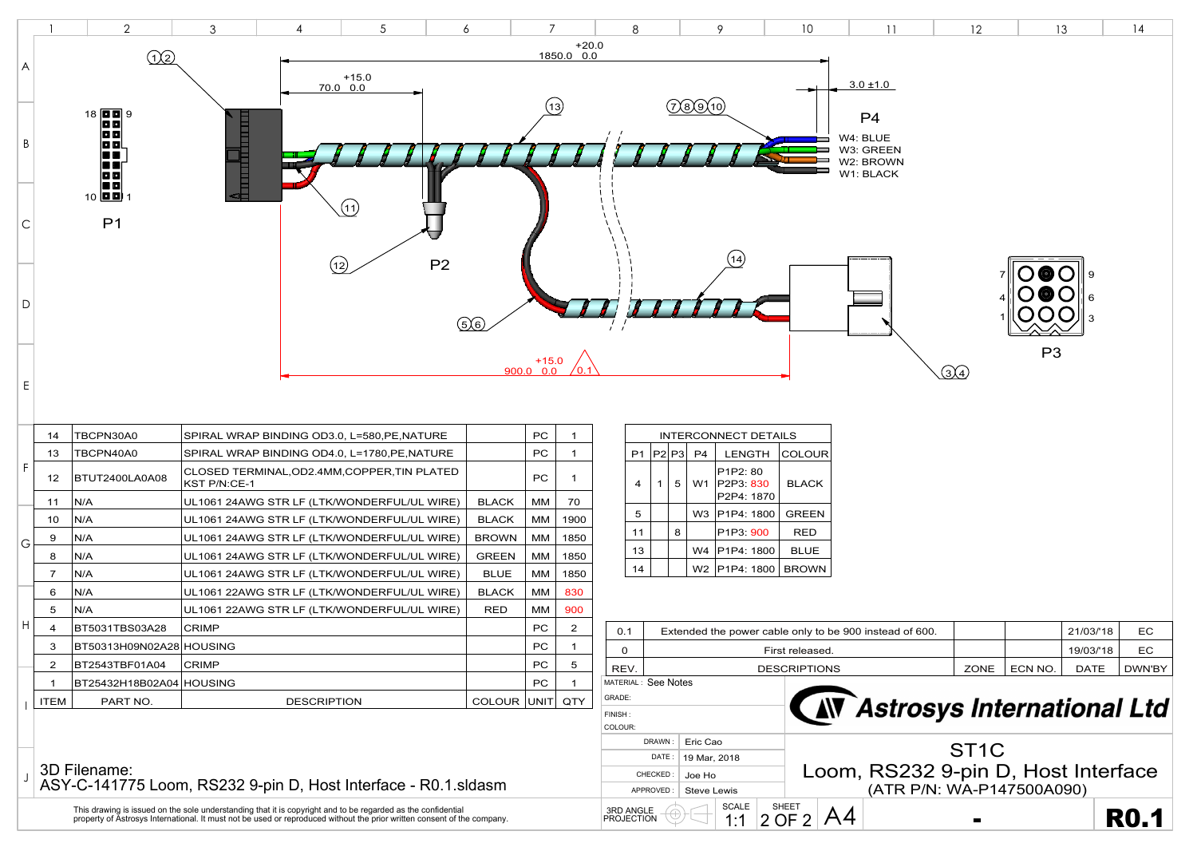P1

P2

P3

P4

W4: BLUE
W3: GREEN
W2: BROWN
W1: BLACK

1850.0 +20.0 0.0

70.0 +15.0 0.0

900.0 +15.0 0.0 0.1

3.0 ±1.0

| ITEM | PART NO. | DESCRIPTION | COLOUR | UNIT | QTY |
|---|---|---|---|---|---|
| 14 | TBCPN30A0 | SPIRAL WRAP BINDING OD3.0, L=580,PE,NATURE | | PC | 1 |
| 13 | TBCPN40A0 | SPIRAL WRAP BINDING OD4.0, L=1780,PE,NATURE | | PC | 1 |
| 12 | BTUT2400LA0A08 | CLOSED TERMINAL,OD2.4MM,COPPER,TIN PLATED KST P/N:CE-1 | | PC | 1 |
| 11 | N/A | UL1061 24AWG STR LF (LTK/WONDERFUL/UL WIRE) | BLACK | MM | 70 |
| 10 | N/A | UL1061 24AWG STR LF (LTK/WONDERFUL/UL WIRE) | BLACK | MM | 1900 |
| 9 | N/A | UL1061 24AWG STR LF (LTK/WONDERFUL/UL WIRE) | BROWN | MM | 1850 |
| 8 | N/A | UL1061 24AWG STR LF (LTK/WONDERFUL/UL WIRE) | GREEN | MM | 1850 |
| 7 | N/A | UL1061 24AWG STR LF (LTK/WONDERFUL/UL WIRE) | BLUE | MM | 1850 |
| 6 | N/A | UL1061 22AWG STR LF (LTK/WONDERFUL/UL WIRE) | BLACK | MM | 830 |
| 5 | N/A | UL1061 22AWG STR LF (LTK/WONDERFUL/UL WIRE) | RED | MM | 900 |
| 4 | BT5031TBS03A28 | CRIMP | | PC | 2 |
| 3 | BT50313H09N02A28 | HOUSING | | PC | 1 |
| 2 | BT2543TBF01A04 | CRIMP | | PC | 5 |
| 1 | BT25432H18B02A04 | HOUSING | | PC | 1 |

INTERCONNECT DETAILS

| P1 | P2 | P3 | P4 | LENGTH | COLOUR |
|---|---|---|---|---|---|
| 4 | 1 | 5 | W1 | P1P2: 80<br>P2P3: 830<br>P2P4: 1870 | BLACK |
| 5 | | | W3 | P1P4: 1800 | GREEN |
| 11 | | 8 | | P1P3: 900 | RED |
| 13 | | | W4 | P1P4: 1800 | BLUE |
| 14 | | | W2 | P1P4: 1800 | BROWN |

| REV. | DESCRIPTIONS | ZONE | ECN NO. | DATE | DWN'BY |
|---|---|---|---|---|---|
| 0.1 | Extended the power cable only to be 900 instead of 600. | | | 21/03/'18 | EC |
| 0 | First released. | | | 19/03/'18 | EC |

MATERIAL : See Notes
GRADE:
FINISH :
COLOUR:

DRAWN : Eric Cao
DATE : 19 Mar, 2018
CHECKED : Joe Ho
APPROVED : Steve Lewis

**Astrosys International Ltd**

ST1C
Loom, RS232 9-pin D, Host Interface
(ATR P/N: WA-P147500A090)

3RD ANGLE PROJECTION | SCALE 1:1 | SHEET 2 OF 2 | A4 | - | **R0.1**

3D Filename:
ASY-C-141775 Loom, RS232 9-pin D, Host Interface - R0.1.sldasm

This drawing is issued on the sole understanding that it is copyright and to be regarded as the confidential property of Astrosys International. It must not be used or reproduced without the prior written consent of the company.